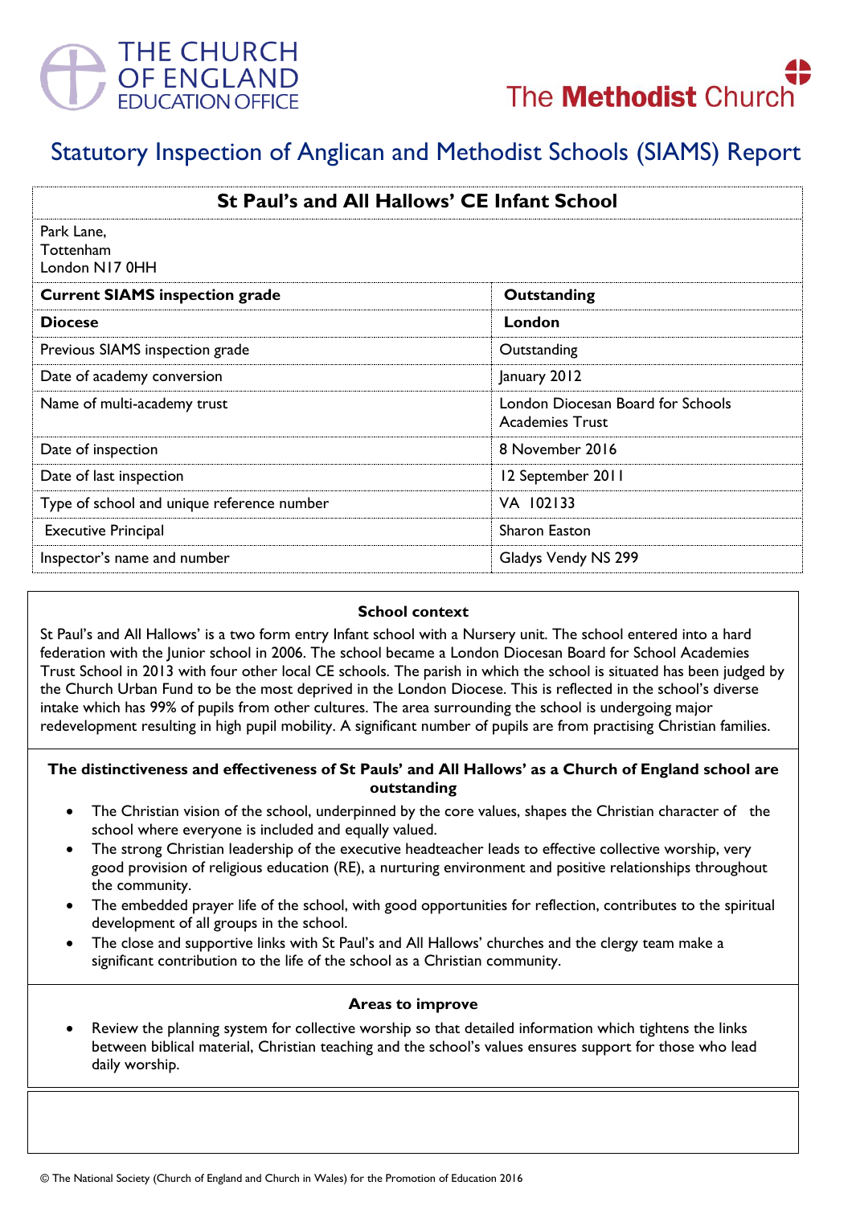THE CHURCH OF ENGLAND EDUCATION OFFICE

The Methodist Church

# Statutory Inspection of Anglican and Methodist Schools (SIAMS) Report

## St Paul's and All Hallows' CE Infant School

Park Lane,
Tottenham
London N17 0HH

| | |
|---|---|
| **Current SIAMS inspection grade** | **Outstanding** |
| **Diocese** | **London** |
| Previous SIAMS inspection grade | Outstanding |
| Date of academy conversion | January 2012 |
| Name of multi-academy trust | London Diocesan Board for Schools Academies Trust |
| Date of inspection | 8 November 2016 |
| Date of last inspection | 12 September 2011 |
| Type of school and unique reference number | VA 102133 |
| Executive Principal | Sharon Easton |
| Inspector's name and number | Gladys Vendy NS 299 |

### School context

St Paul's and All Hallows' is a two form entry Infant school with a Nursery unit. The school entered into a hard federation with the Junior school in 2006. The school became a London Diocesan Board for School Academies Trust School in 2013 with four other local CE schools. The parish in which the school is situated has been judged by the Church Urban Fund to be the most deprived in the London Diocese. This is reflected in the school's diverse intake which has 99% of pupils from other cultures. The area surrounding the school is undergoing major redevelopment resulting in high pupil mobility. A significant number of pupils are from practising Christian families.

### The distinctiveness and effectiveness of St Pauls' and All Hallows' as a Church of England school are outstanding

- The Christian vision of the school, underpinned by the core values, shapes the Christian character of the school where everyone is included and equally valued.
- The strong Christian leadership of the executive headteacher leads to effective collective worship, very good provision of religious education (RE), a nurturing environment and positive relationships throughout the community.
- The embedded prayer life of the school, with good opportunities for reflection, contributes to the spiritual development of all groups in the school.
- The close and supportive links with St Paul's and All Hallows' churches and the clergy team make a significant contribution to the life of the school as a Christian community.

### Areas to improve

- Review the planning system for collective worship so that detailed information which tightens the links between biblical material, Christian teaching and the school's values ensures support for those who lead daily worship.

© The National Society (Church of England and Church in Wales) for the Promotion of Education 2016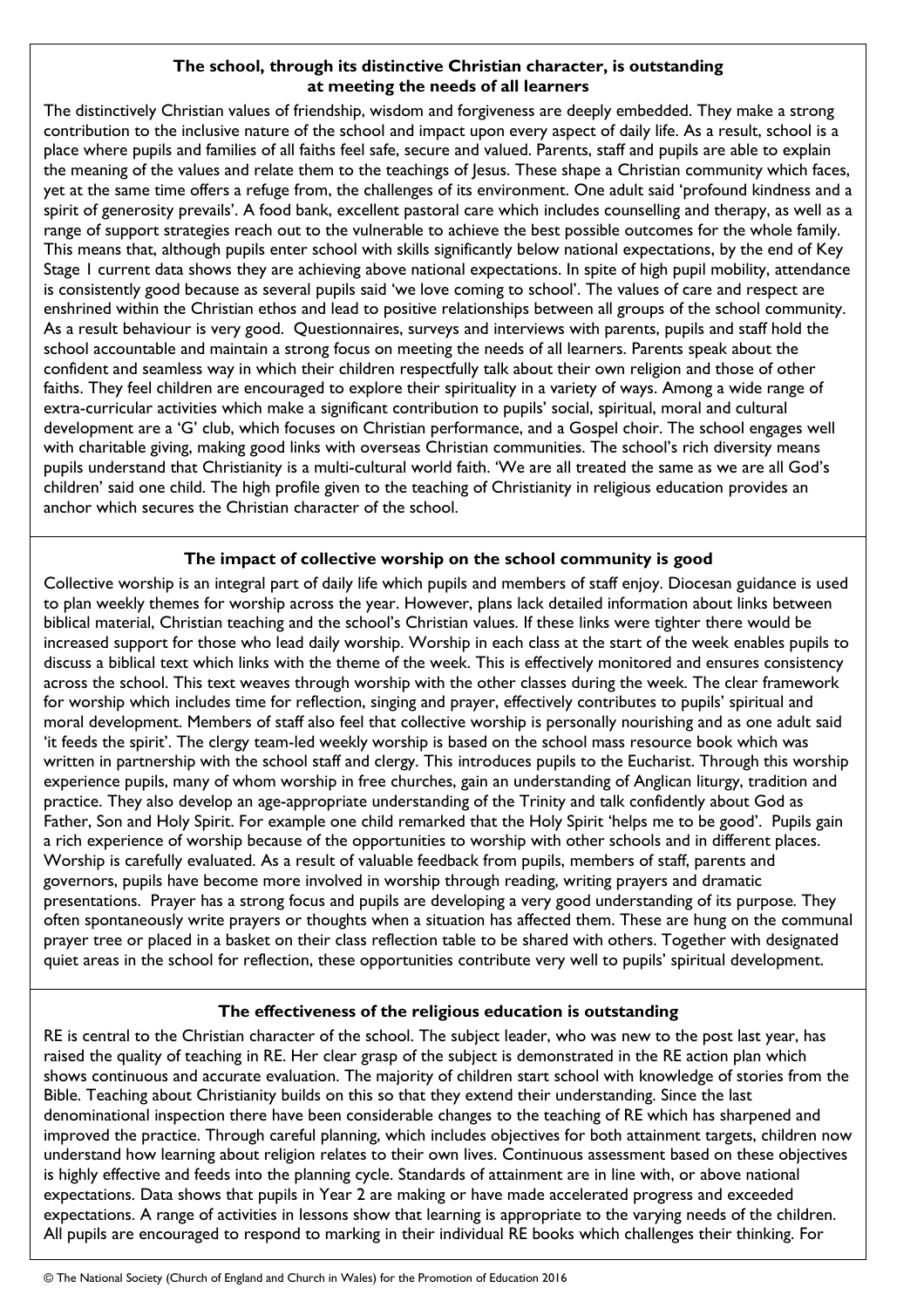### The school, through its distinctive Christian character, is outstanding at meeting the needs of all learners

The distinctively Christian values of friendship, wisdom and forgiveness are deeply embedded. They make a strong contribution to the inclusive nature of the school and impact upon every aspect of daily life. As a result, school is a place where pupils and families of all faiths feel safe, secure and valued. Parents, staff and pupils are able to explain the meaning of the values and relate them to the teachings of Jesus. These shape a Christian community which faces, yet at the same time offers a refuge from, the challenges of its environment. One adult said 'profound kindness and a spirit of generosity prevails'. A food bank, excellent pastoral care which includes counselling and therapy, as well as a range of support strategies reach out to the vulnerable to achieve the best possible outcomes for the whole family. This means that, although pupils enter school with skills significantly below national expectations, by the end of Key Stage 1 current data shows they are achieving above national expectations. In spite of high pupil mobility, attendance is consistently good because as several pupils said 'we love coming to school'. The values of care and respect are enshrined within the Christian ethos and lead to positive relationships between all groups of the school community. As a result behaviour is very good. Questionnaires, surveys and interviews with parents, pupils and staff hold the school accountable and maintain a strong focus on meeting the needs of all learners. Parents speak about the confident and seamless way in which their children respectfully talk about their own religion and those of other faiths. They feel children are encouraged to explore their spirituality in a variety of ways. Among a wide range of extra-curricular activities which make a significant contribution to pupils' social, spiritual, moral and cultural development are a 'G' club, which focuses on Christian performance, and a Gospel choir. The school engages well with charitable giving, making good links with overseas Christian communities. The school's rich diversity means pupils understand that Christianity is a multi-cultural world faith. 'We are all treated the same as we are all God's children' said one child. The high profile given to the teaching of Christianity in religious education provides an anchor which secures the Christian character of the school.

### The impact of collective worship on the school community is good

Collective worship is an integral part of daily life which pupils and members of staff enjoy. Diocesan guidance is used to plan weekly themes for worship across the year. However, plans lack detailed information about links between biblical material, Christian teaching and the school's Christian values. If these links were tighter there would be increased support for those who lead daily worship. Worship in each class at the start of the week enables pupils to discuss a biblical text which links with the theme of the week. This is effectively monitored and ensures consistency across the school. This text weaves through worship with the other classes during the week. The clear framework for worship which includes time for reflection, singing and prayer, effectively contributes to pupils' spiritual and moral development. Members of staff also feel that collective worship is personally nourishing and as one adult said 'it feeds the spirit'. The clergy team-led weekly worship is based on the school mass resource book which was written in partnership with the school staff and clergy. This introduces pupils to the Eucharist. Through this worship experience pupils, many of whom worship in free churches, gain an understanding of Anglican liturgy, tradition and practice. They also develop an age-appropriate understanding of the Trinity and talk confidently about God as Father, Son and Holy Spirit. For example one child remarked that the Holy Spirit 'helps me to be good'. Pupils gain a rich experience of worship because of the opportunities to worship with other schools and in different places. Worship is carefully evaluated. As a result of valuable feedback from pupils, members of staff, parents and governors, pupils have become more involved in worship through reading, writing prayers and dramatic presentations. Prayer has a strong focus and pupils are developing a very good understanding of its purpose. They often spontaneously write prayers or thoughts when a situation has affected them. These are hung on the communal prayer tree or placed in a basket on their class reflection table to be shared with others. Together with designated quiet areas in the school for reflection, these opportunities contribute very well to pupils' spiritual development.

### The effectiveness of the religious education is outstanding

RE is central to the Christian character of the school. The subject leader, who was new to the post last year, has raised the quality of teaching in RE. Her clear grasp of the subject is demonstrated in the RE action plan which shows continuous and accurate evaluation. The majority of children start school with knowledge of stories from the Bible. Teaching about Christianity builds on this so that they extend their understanding. Since the last denominational inspection there have been considerable changes to the teaching of RE which has sharpened and improved the practice. Through careful planning, which includes objectives for both attainment targets, children now understand how learning about religion relates to their own lives. Continuous assessment based on these objectives is highly effective and feeds into the planning cycle. Standards of attainment are in line with, or above national expectations. Data shows that pupils in Year 2 are making or have made accelerated progress and exceeded expectations. A range of activities in lessons show that learning is appropriate to the varying needs of the children. All pupils are encouraged to respond to marking in their individual RE books which challenges their thinking. For

© The National Society (Church of England and Church in Wales) for the Promotion of Education 2016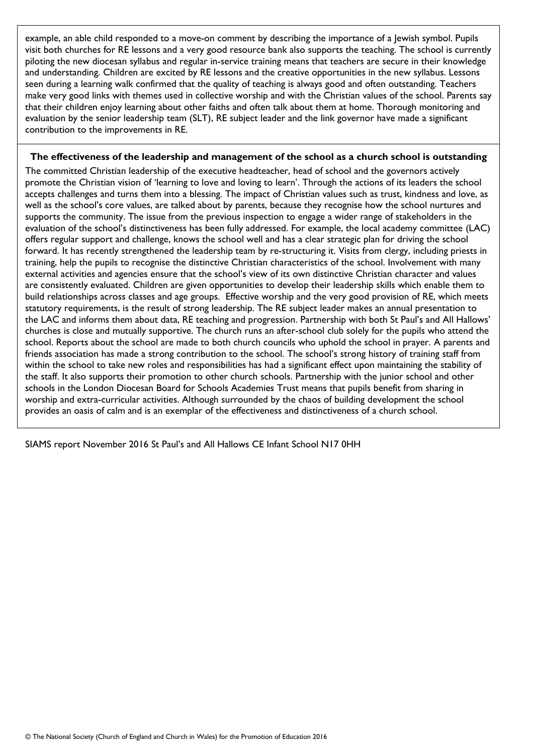example, an able child responded to a move-on comment by describing the importance of a Jewish symbol. Pupils visit both churches for RE lessons and a very good resource bank also supports the teaching. The school is currently piloting the new diocesan syllabus and regular in-service training means that teachers are secure in their knowledge and understanding. Children are excited by RE lessons and the creative opportunities in the new syllabus. Lessons seen during a learning walk confirmed that the quality of teaching is always good and often outstanding. Teachers make very good links with themes used in collective worship and with the Christian values of the school. Parents say that their children enjoy learning about other faiths and often talk about them at home. Thorough monitoring and evaluation by the senior leadership team (SLT), RE subject leader and the link governor have made a significant contribution to the improvements in RE.

**The effectiveness of the leadership and management of the school as a church school is outstanding**

The committed Christian leadership of the executive headteacher, head of school and the governors actively promote the Christian vision of 'learning to love and loving to learn'. Through the actions of its leaders the school accepts challenges and turns them into a blessing. The impact of Christian values such as trust, kindness and love, as well as the school's core values, are talked about by parents, because they recognise how the school nurtures and supports the community. The issue from the previous inspection to engage a wider range of stakeholders in the evaluation of the school's distinctiveness has been fully addressed. For example, the local academy committee (LAC) offers regular support and challenge, knows the school well and has a clear strategic plan for driving the school forward. It has recently strengthened the leadership team by re-structuring it. Visits from clergy, including priests in training, help the pupils to recognise the distinctive Christian characteristics of the school. Involvement with many external activities and agencies ensure that the school's view of its own distinctive Christian character and values are consistently evaluated. Children are given opportunities to develop their leadership skills which enable them to build relationships across classes and age groups. Effective worship and the very good provision of RE, which meets statutory requirements, is the result of strong leadership. The RE subject leader makes an annual presentation to the LAC and informs them about data, RE teaching and progression. Partnership with both St Paul's and All Hallows' churches is close and mutually supportive. The church runs an after-school club solely for the pupils who attend the school. Reports about the school are made to both church councils who uphold the school in prayer. A parents and friends association has made a strong contribution to the school. The school's strong history of training staff from within the school to take new roles and responsibilities has had a significant effect upon maintaining the stability of the staff. It also supports their promotion to other church schools. Partnership with the junior school and other schools in the London Diocesan Board for Schools Academies Trust means that pupils benefit from sharing in worship and extra-curricular activities. Although surrounded by the chaos of building development the school provides an oasis of calm and is an exemplar of the effectiveness and distinctiveness of a church school.

SIAMS report November 2016 St Paul's and All Hallows CE Infant School N17 0HH

© The National Society (Church of England and Church in Wales) for the Promotion of Education 2016